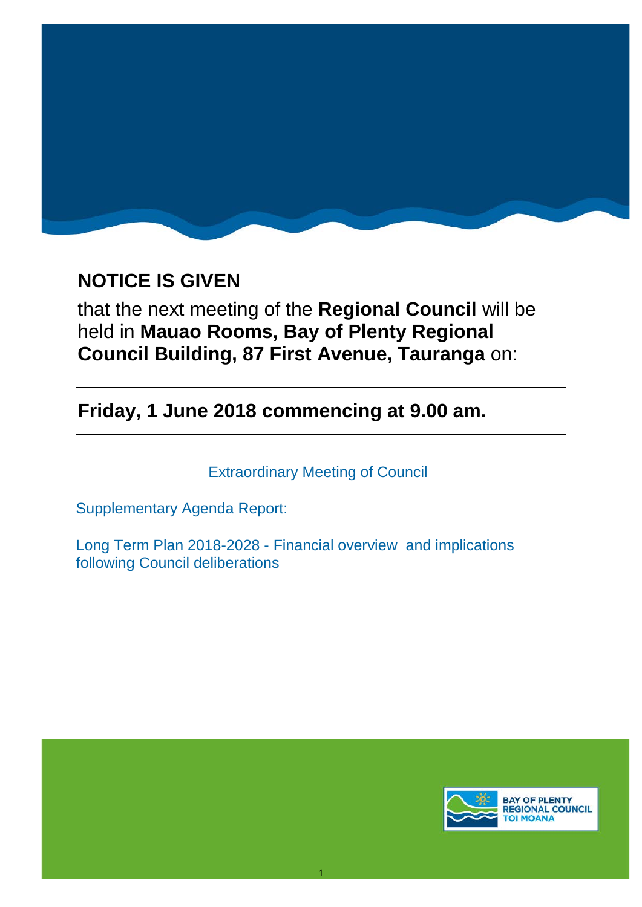# NOTICE IS GIVEN

that the next meeting of the **Regional Council** will be held in **Mauao Rooms, Bay of Plenty Regional Council Building, 87 First Avenue, Tauranga** on:

---

**Friday, 1 June 2018 commencing at 9.00 am.**

---

Extraordinary Meeting of Council

Supplementary Agenda Report:

Long Term Plan 2018-2028 - Financial overview and implications following Council deliberations

BAY OF PLENTY REGIONAL COUNCIL TOI MOANA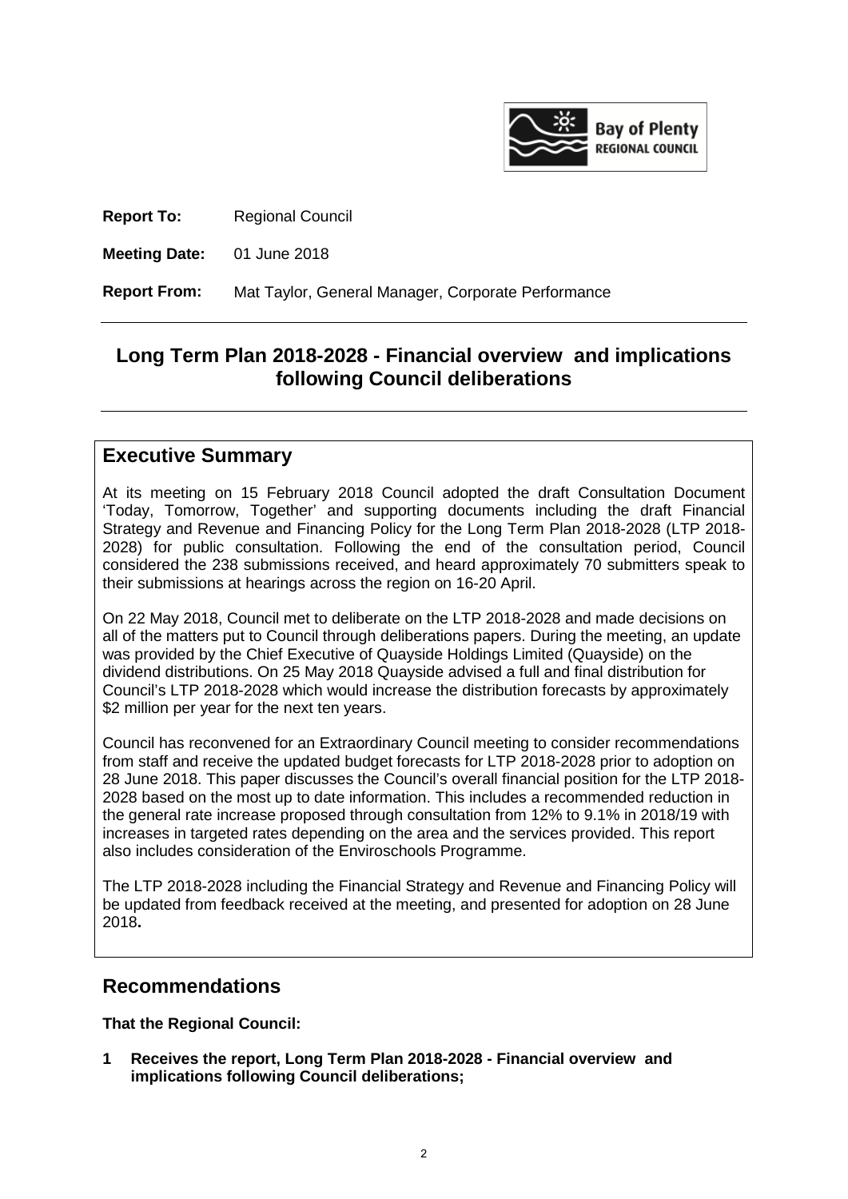**Report To:** Regional Council

**Meeting Date:** 01 June 2018

**Report From:** Mat Taylor, General Manager, Corporate Performance

# Long Term Plan 2018-2028 - Financial overview and implications following Council deliberations

## Executive Summary

At its meeting on 15 February 2018 Council adopted the draft Consultation Document 'Today, Tomorrow, Together' and supporting documents including the draft Financial Strategy and Revenue and Financing Policy for the Long Term Plan 2018-2028 (LTP 2018-2028) for public consultation. Following the end of the consultation period, Council considered the 238 submissions received, and heard approximately 70 submitters speak to their submissions at hearings across the region on 16-20 April.

On 22 May 2018, Council met to deliberate on the LTP 2018-2028 and made decisions on all of the matters put to Council through deliberations papers. During the meeting, an update was provided by the Chief Executive of Quayside Holdings Limited (Quayside) on the dividend distributions. On 25 May 2018 Quayside advised a full and final distribution for Council's LTP 2018-2028 which would increase the distribution forecasts by approximately $2 million per year for the next ten years.

Council has reconvened for an Extraordinary Council meeting to consider recommendations from staff and receive the updated budget forecasts for LTP 2018-2028 prior to adoption on 28 June 2018. This paper discusses the Council's overall financial position for the LTP 2018-2028 based on the most up to date information. This includes a recommended reduction in the general rate increase proposed through consultation from 12% to 9.1% in 2018/19 with increases in targeted rates depending on the area and the services provided. This report also includes consideration of the Enviroschools Programme.

The LTP 2018-2028 including the Financial Strategy and Revenue and Financing Policy will be updated from feedback received at the meeting, and presented for adoption on 28 June 2018**.**

## Recommendations

**That the Regional Council:**

**1 Receives the report, Long Term Plan 2018-2028 - Financial overview and implications following Council deliberations;**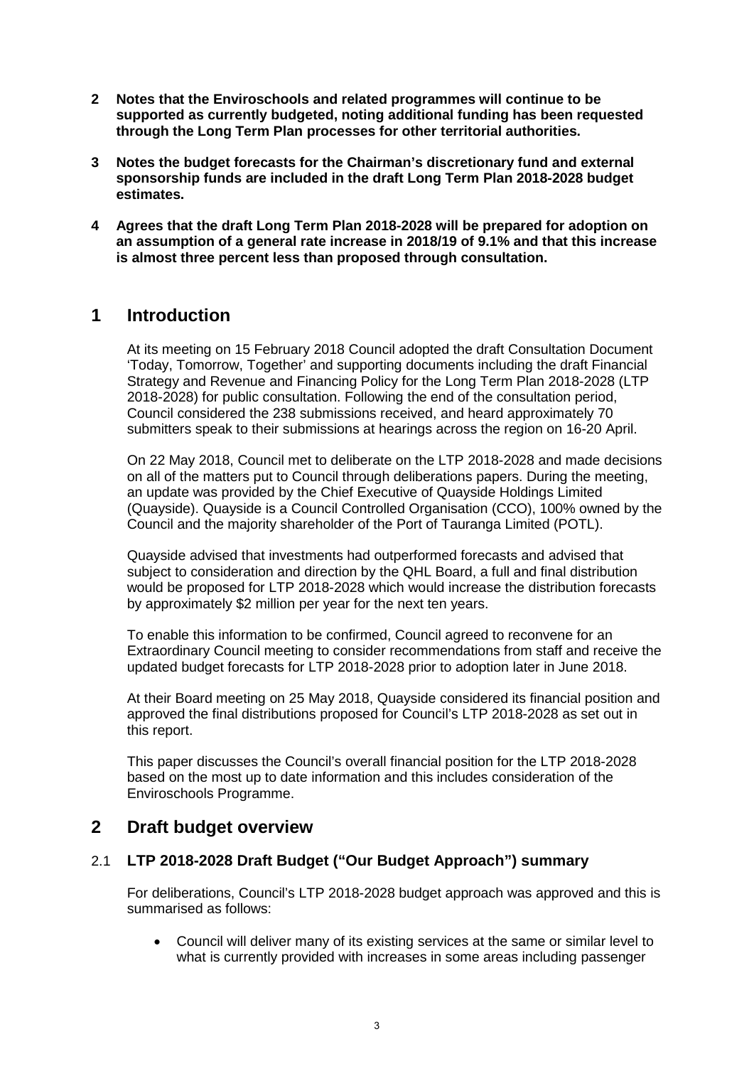**2 Notes that the Enviroschools and related programmes will continue to be supported as currently budgeted, noting additional funding has been requested through the Long Term Plan processes for other territorial authorities.**

**3 Notes the budget forecasts for the Chairman's discretionary fund and external sponsorship funds are included in the draft Long Term Plan 2018-2028 budget estimates.**

**4 Agrees that the draft Long Term Plan 2018-2028 will be prepared for adoption on an assumption of a general rate increase in 2018/19 of 9.1% and that this increase is almost three percent less than proposed through consultation.**

# 1 Introduction

At its meeting on 15 February 2018 Council adopted the draft Consultation Document 'Today, Tomorrow, Together' and supporting documents including the draft Financial Strategy and Revenue and Financing Policy for the Long Term Plan 2018-2028 (LTP 2018-2028) for public consultation. Following the end of the consultation period, Council considered the 238 submissions received, and heard approximately 70 submitters speak to their submissions at hearings across the region on 16-20 April.

On 22 May 2018, Council met to deliberate on the LTP 2018-2028 and made decisions on all of the matters put to Council through deliberations papers. During the meeting, an update was provided by the Chief Executive of Quayside Holdings Limited (Quayside). Quayside is a Council Controlled Organisation (CCO), 100% owned by the Council and the majority shareholder of the Port of Tauranga Limited (POTL).

Quayside advised that investments had outperformed forecasts and advised that subject to consideration and direction by the QHL Board, a full and final distribution would be proposed for LTP 2018-2028 which would increase the distribution forecasts by approximately $2 million per year for the next ten years.

To enable this information to be confirmed, Council agreed to reconvene for an Extraordinary Council meeting to consider recommendations from staff and receive the updated budget forecasts for LTP 2018-2028 prior to adoption later in June 2018.

At their Board meeting on 25 May 2018, Quayside considered its financial position and approved the final distributions proposed for Council's LTP 2018-2028 as set out in this report.

This paper discusses the Council's overall financial position for the LTP 2018-2028 based on the most up to date information and this includes consideration of the Enviroschools Programme.

# 2 Draft budget overview

## 2.1 LTP 2018-2028 Draft Budget ("Our Budget Approach") summary

For deliberations, Council's LTP 2018-2028 budget approach was approved and this is summarised as follows:

- Council will deliver many of its existing services at the same or similar level to what is currently provided with increases in some areas including passenger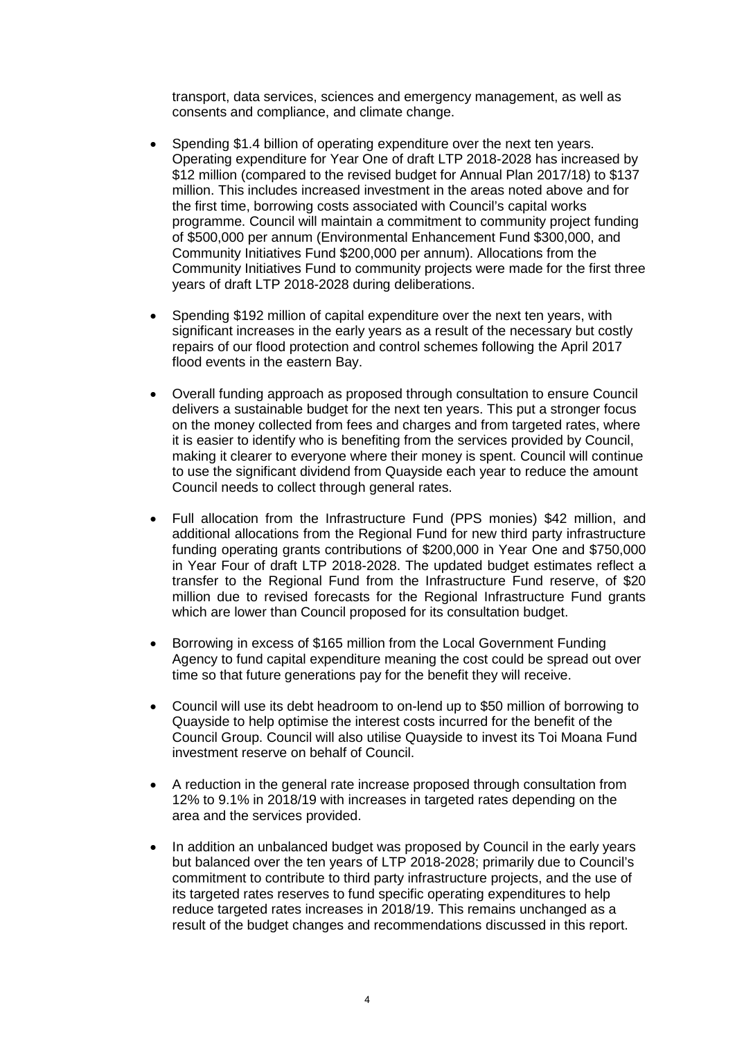transport, data services, sciences and emergency management, as well as consents and compliance, and climate change.

- Spending $1.4 billion of operating expenditure over the next ten years. Operating expenditure for Year One of draft LTP 2018-2028 has increased by $12 million (compared to the revised budget for Annual Plan 2017/18) to $137 million. This includes increased investment in the areas noted above and for the first time, borrowing costs associated with Council's capital works programme. Council will maintain a commitment to community project funding of $500,000 per annum (Environmental Enhancement Fund $300,000, and Community Initiatives Fund $200,000 per annum). Allocations from the Community Initiatives Fund to community projects were made for the first three years of draft LTP 2018-2028 during deliberations.

- Spending $192 million of capital expenditure over the next ten years, with significant increases in the early years as a result of the necessary but costly repairs of our flood protection and control schemes following the April 2017 flood events in the eastern Bay.

- Overall funding approach as proposed through consultation to ensure Council delivers a sustainable budget for the next ten years. This put a stronger focus on the money collected from fees and charges and from targeted rates, where it is easier to identify who is benefiting from the services provided by Council, making it clearer to everyone where their money is spent. Council will continue to use the significant dividend from Quayside each year to reduce the amount Council needs to collect through general rates.

- Full allocation from the Infrastructure Fund (PPS monies) $42 million, and additional allocations from the Regional Fund for new third party infrastructure funding operating grants contributions of $200,000 in Year One and $750,000 in Year Four of draft LTP 2018-2028. The updated budget estimates reflect a transfer to the Regional Fund from the Infrastructure Fund reserve, of $20 million due to revised forecasts for the Regional Infrastructure Fund grants which are lower than Council proposed for its consultation budget.

- Borrowing in excess of $165 million from the Local Government Funding Agency to fund capital expenditure meaning the cost could be spread out over time so that future generations pay for the benefit they will receive.

- Council will use its debt headroom to on-lend up to $50 million of borrowing to Quayside to help optimise the interest costs incurred for the benefit of the Council Group. Council will also utilise Quayside to invest its Toi Moana Fund investment reserve on behalf of Council.

- A reduction in the general rate increase proposed through consultation from 12% to 9.1% in 2018/19 with increases in targeted rates depending on the area and the services provided.

- In addition an unbalanced budget was proposed by Council in the early years but balanced over the ten years of LTP 2018-2028; primarily due to Council's commitment to contribute to third party infrastructure projects, and the use of its targeted rates reserves to fund specific operating expenditures to help reduce targeted rates increases in 2018/19. This remains unchanged as a result of the budget changes and recommendations discussed in this report.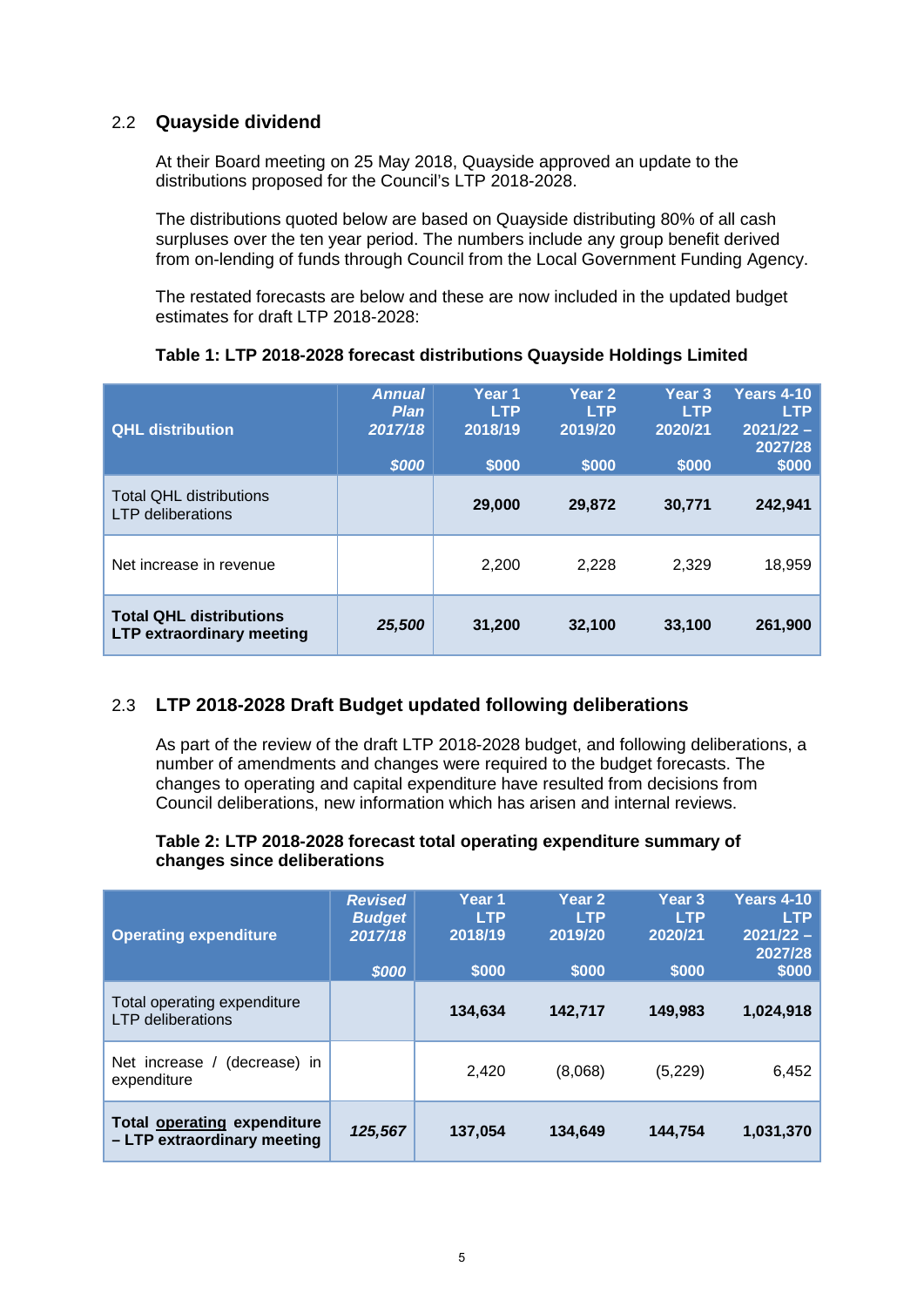## 2.2 Quayside dividend

At their Board meeting on 25 May 2018, Quayside approved an update to the distributions proposed for the Council's LTP 2018-2028.

The distributions quoted below are based on Quayside distributing 80% of all cash surpluses over the ten year period. The numbers include any group benefit derived from on-lending of funds through Council from the Local Government Funding Agency.

The restated forecasts are below and these are now included in the updated budget estimates for draft LTP 2018-2028:

**Table 1: LTP 2018-2028 forecast distributions Quayside Holdings Limited**

| QHL distribution | *Annual Plan 2017/18* *$000* | Year 1 LTP 2018/19 $000 | Year 2 LTP 2019/20 $000 | Year 3 LTP 2020/21 $000 | Years 4-10 LTP 2021/22 – 2027/28 $000 |
|---|---|---|---|---|---|
| Total QHL distributions LTP deliberations | | **29,000** | **29,872** | **30,771** | **242,941** |
| Net increase in revenue | | 2,200 | 2,228 | 2,329 | 18,959 |
| **Total QHL distributions LTP extraordinary meeting** | ***25,500*** | **31,200** | **32,100** | **33,100** | **261,900** |

## 2.3 LTP 2018-2028 Draft Budget updated following deliberations

As part of the review of the draft LTP 2018-2028 budget, and following deliberations, a number of amendments and changes were required to the budget forecasts. The changes to operating and capital expenditure have resulted from decisions from Council deliberations, new information which has arisen and internal reviews.

**Table 2: LTP 2018-2028 forecast total operating expenditure summary of changes since deliberations**

| Operating expenditure | *Revised Budget 2017/18* *$000* | Year 1 LTP 2018/19 $000 | Year 2 LTP 2019/20 $000 | Year 3 LTP 2020/21 $000 | Years 4-10 LTP 2021/22 – 2027/28 $000 |
|---|---|---|---|---|---|
| Total operating expenditure LTP deliberations | | **134,634** | **142,717** | **149,983** | **1,024,918** |
| Net increase / (decrease) in expenditure | | 2,420 | (8,068) | (5,229) | 6,452 |
| **Total operating expenditure – LTP extraordinary meeting** | ***125,567*** | **137,054** | **134,649** | **144,754** | **1,031,370** |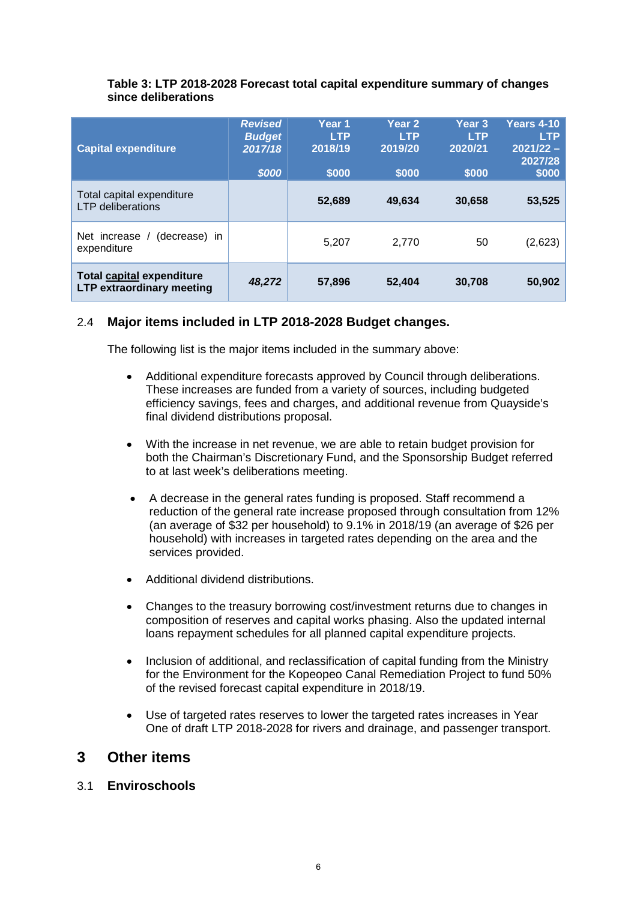**Table 3: LTP 2018-2028 Forecast total capital expenditure summary of changes since deliberations**

| Capital expenditure | *Revised Budget 2017/18* *$000* | Year 1 LTP 2018/19 $000 | Year 2 LTP 2019/20 $000 | Year 3 LTP 2020/21 $000 | Years 4-10 LTP 2021/22 – 2027/28 $000 |
|---|---|---|---|---|---|
| Total capital expenditure LTP deliberations | | **52,689** | **49,634** | **30,658** | **53,525** |
| Net increase / (decrease) in expenditure | | 5,207 | 2,770 | 50 | (2,623) |
| **Total capital expenditure LTP extraordinary meeting** | ***48,272*** | **57,896** | **52,404** | **30,708** | **50,902** |

## 2.4 Major items included in LTP 2018-2028 Budget changes.

The following list is the major items included in the summary above:

- Additional expenditure forecasts approved by Council through deliberations. These increases are funded from a variety of sources, including budgeted efficiency savings, fees and charges, and additional revenue from Quayside's final dividend distributions proposal.
- With the increase in net revenue, we are able to retain budget provision for both the Chairman's Discretionary Fund, and the Sponsorship Budget referred to at last week's deliberations meeting.
- A decrease in the general rates funding is proposed. Staff recommend a reduction of the general rate increase proposed through consultation from 12% (an average of $32 per household) to 9.1% in 2018/19 (an average of $26 per household) with increases in targeted rates depending on the area and the services provided.
- Additional dividend distributions.
- Changes to the treasury borrowing cost/investment returns due to changes in composition of reserves and capital works phasing. Also the updated internal loans repayment schedules for all planned capital expenditure projects.
- Inclusion of additional, and reclassification of capital funding from the Ministry for the Environment for the Kopeopeo Canal Remediation Project to fund 50% of the revised forecast capital expenditure in 2018/19.
- Use of targeted rates reserves to lower the targeted rates increases in Year One of draft LTP 2018-2028 for rivers and drainage, and passenger transport.

# 3 Other items

## 3.1 Enviroschools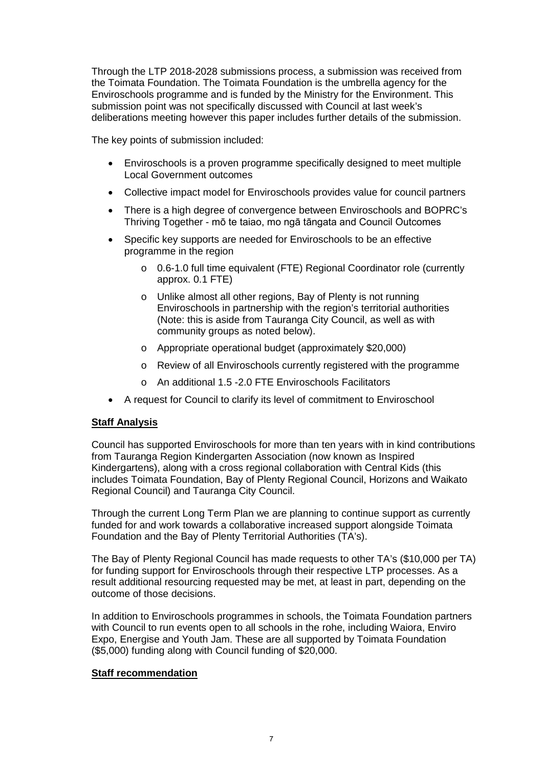Through the LTP 2018-2028 submissions process, a submission was received from the Toimata Foundation. The Toimata Foundation is the umbrella agency for the Enviroschools programme and is funded by the Ministry for the Environment. This submission point was not specifically discussed with Council at last week's deliberations meeting however this paper includes further details of the submission.

The key points of submission included:

- Enviroschools is a proven programme specifically designed to meet multiple Local Government outcomes
- Collective impact model for Enviroschools provides value for council partners
- There is a high degree of convergence between Enviroschools and BOPRC's Thriving Together - mō te taiao, mo ngā tāngata and Council Outcomes
- Specific key supports are needed for Enviroschools to be an effective programme in the region
    - 0.6-1.0 full time equivalent (FTE) Regional Coordinator role (currently approx. 0.1 FTE)
    - Unlike almost all other regions, Bay of Plenty is not running Enviroschools in partnership with the region's territorial authorities (Note: this is aside from Tauranga City Council, as well as with community groups as noted below).
    - Appropriate operational budget (approximately $20,000)
    - Review of all Enviroschools currently registered with the programme
    - An additional 1.5 -2.0 FTE Enviroschools Facilitators
- A request for Council to clarify its level of commitment to Enviroschool

**Staff Analysis**

Council has supported Enviroschools for more than ten years with in kind contributions from Tauranga Region Kindergarten Association (now known as Inspired Kindergartens), along with a cross regional collaboration with Central Kids (this includes Toimata Foundation, Bay of Plenty Regional Council, Horizons and Waikato Regional Council) and Tauranga City Council.

Through the current Long Term Plan we are planning to continue support as currently funded for and work towards a collaborative increased support alongside Toimata Foundation and the Bay of Plenty Territorial Authorities (TA's).

The Bay of Plenty Regional Council has made requests to other TA's ($10,000 per TA) for funding support for Enviroschools through their respective LTP processes. As a result additional resourcing requested may be met, at least in part, depending on the outcome of those decisions.

In addition to Enviroschools programmes in schools, the Toimata Foundation partners with Council to run events open to all schools in the rohe, including Waiora, Enviro Expo, Energise and Youth Jam. These are all supported by Toimata Foundation ($5,000) funding along with Council funding of $20,000.

**Staff recommendation**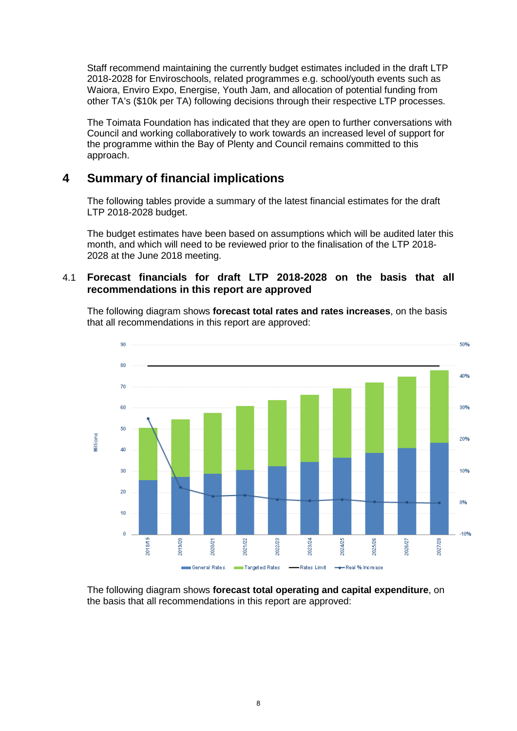Staff recommend maintaining the currently budget estimates included in the draft LTP 2018-2028 for Enviroschools, related programmes e.g. school/youth events such as Waiora, Enviro Expo, Energise, Youth Jam, and allocation of potential funding from other TA's ($10k per TA) following decisions through their respective LTP processes.

The Toimata Foundation has indicated that they are open to further conversations with Council and working collaboratively to work towards an increased level of support for the programme within the Bay of Plenty and Council remains committed to this approach.

# 4 Summary of financial implications

The following tables provide a summary of the latest financial estimates for the draft LTP 2018-2028 budget.

The budget estimates have been based on assumptions which will be audited later this month, and which will need to be reviewed prior to the finalisation of the LTP 2018-2028 at the June 2018 meeting.

## 4.1 Forecast financials for draft LTP 2018-2028 on the basis that all recommendations in this report are approved

The following diagram shows **forecast total rates and rates increases**, on the basis that all recommendations in this report are approved:

The following diagram shows **forecast total operating and capital expenditure**, on the basis that all recommendations in this report are approved: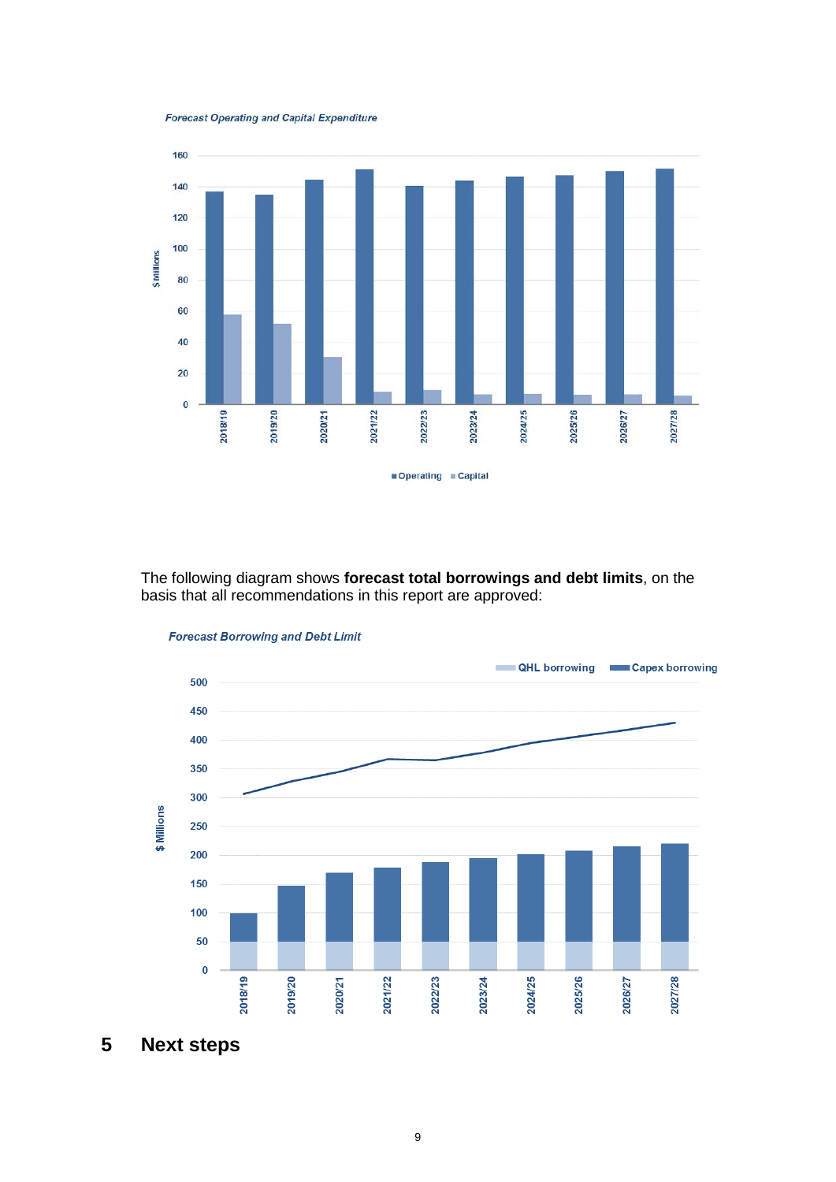*Forecast Operating and Capital Expenditure*

The following diagram shows **forecast total borrowings and debt limits**, on the basis that all recommendations in this report are approved:

*Forecast Borrowing and Debt Limit*

# 5 Next steps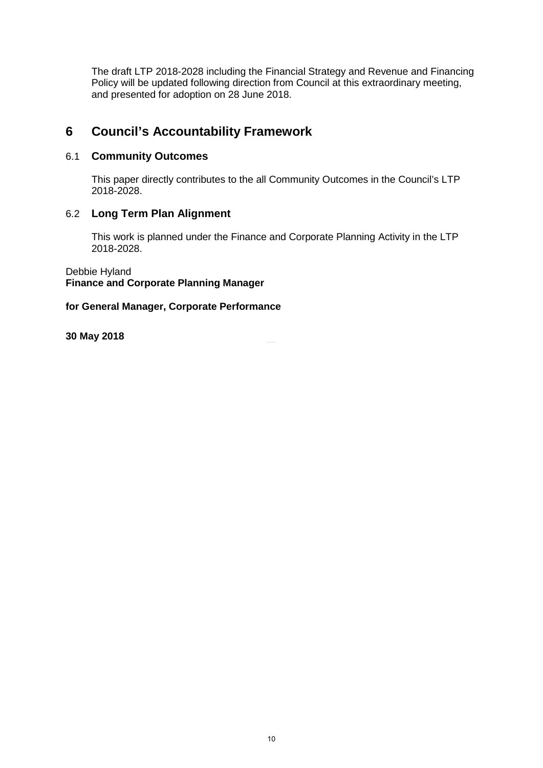The draft LTP 2018-2028 including the Financial Strategy and Revenue and Financing Policy will be updated following direction from Council at this extraordinary meeting, and presented for adoption on 28 June 2018.

# 6 Council's Accountability Framework

## 6.1 Community Outcomes

This paper directly contributes to the all Community Outcomes in the Council's LTP 2018-2028.

## 6.2 Long Term Plan Alignment

This work is planned under the Finance and Corporate Planning Activity in the LTP 2018-2028.

Debbie Hyland
**Finance and Corporate Planning Manager**

**for General Manager, Corporate Performance**

**30 May 2018**